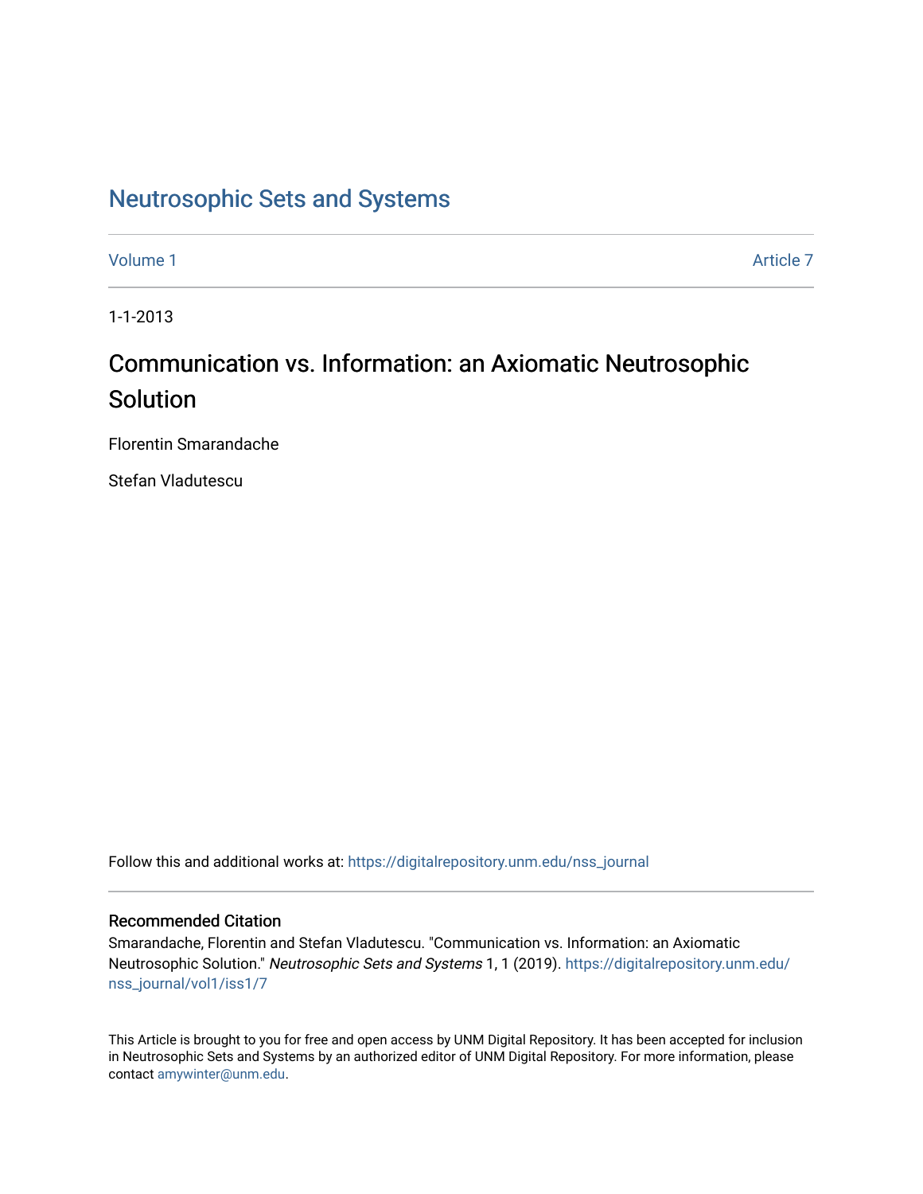# Neutrosophic Sets and Systems

Volume 1 Article 7

1-1-2013

## Communication vs. Information: an Axiomatic Neutrosophic Solution

Florentin Smarandache

Stefan Vladutescu

Follow this and additional works at: https://digitalrepository.unm.edu/nss_journal

### Recommended Citation

Smarandache, Florentin and Stefan Vladutescu. "Communication vs. Information: an Axiomatic Neutrosophic Solution." *Neutrosophic Sets and Systems* 1, 1 (2019). https://digitalrepository.unm.edu/nss_journal/vol1/iss1/7

This Article is brought to you for free and open access by UNM Digital Repository. It has been accepted for inclusion in Neutrosophic Sets and Systems by an authorized editor of UNM Digital Repository. For more information, please contact amywinter@unm.edu.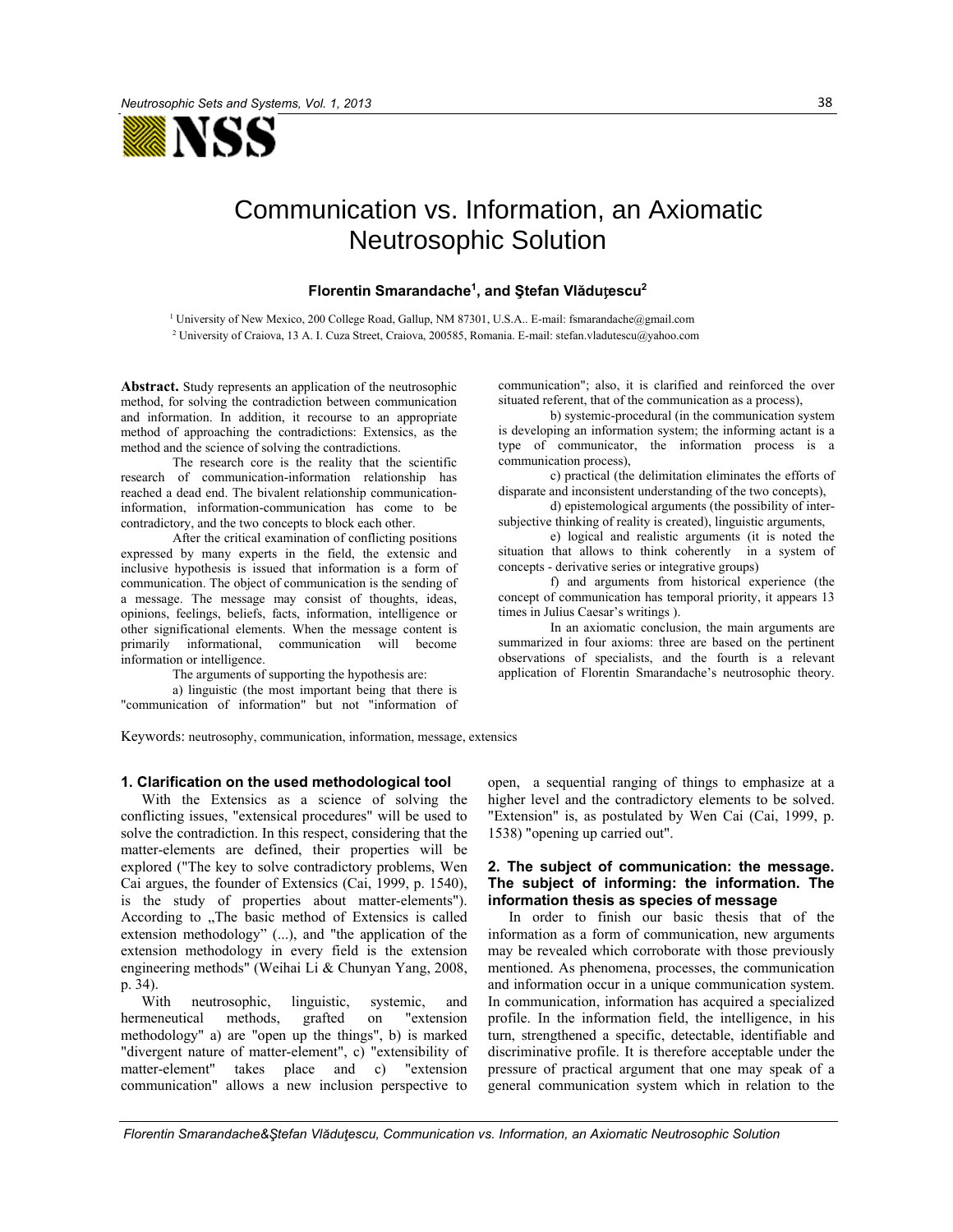# Communication vs. Information, an Axiomatic Neutrosophic Solution

**Florentin Smarandache[1], and Ştefan Vlăduţescu[2]**

[1] University of New Mexico, 200 College Road, Gallup, NM 87301, U.S.A.. E-mail: fsmarandache@gmail.com

[2] University of Craiova, 13 A. I. Cuza Street, Craiova, 200585, Romania. E-mail: stefan.vladutescu@yahoo.com

**Abstract.** Study represents an application of the neutrosophic method, for solving the contradiction between communication and information. In addition, it recourse to an appropriate method of approaching the contradictions: Extensics, as the method and the science of solving the contradictions.

The research core is the reality that the scientific research of communication-information relationship has reached a dead end. The bivalent relationship communication-information, information-communication has come to be contradictory, and the two concepts to block each other.

After the critical examination of conflicting positions expressed by many experts in the field, the extensic and inclusive hypothesis is issued that information is a form of communication. The object of communication is the sending of a message. The message may consist of thoughts, ideas, opinions, feelings, beliefs, facts, information, intelligence or other significational elements. When the message content is primarily informational, communication will become information or intelligence.

The arguments of supporting the hypothesis are:

a) linguistic (the most important being that there is "communication of information" but not "information of communication"; also, it is clarified and reinforced the over situated referent, that of the communication as a process),

b) systemic-procedural (in the communication system is developing an information system; the informing actant is a type of communicator, the information process is a communication process),

c) practical (the delimitation eliminates the efforts of disparate and inconsistent understanding of the two concepts),

d) epistemological arguments (the possibility of inter-subjective thinking of reality is created), linguistic arguments,

e) logical and realistic arguments (it is noted the situation that allows to think coherently in a system of concepts - derivative series or integrative groups)

f) and arguments from historical experience (the concept of communication has temporal priority, it appears 13 times in Julius Caesar's writings ).

In an axiomatic conclusion, the main arguments are summarized in four axioms: three are based on the pertinent observations of specialists, and the fourth is a relevant application of Florentin Smarandache's neutrosophic theory.

Keywords: neutrosophy, communication, information, message, extensics

## 1. Clarification on the used methodological tool

With the Extensics as a science of solving the conflicting issues, "extensical procedures" will be used to solve the contradiction. In this respect, considering that the matter-elements are defined, their properties will be explored ("The key to solve contradictory problems, Wen Cai argues, the founder of Extensics (Cai, 1999, p. 1540), is the study of properties about matter-elements"). According to „The basic method of Extensics is called extension methodology" (...), and "the application of the extension methodology in every field is the extension engineering methods" (Weihai Li & Chunyan Yang, 2008, p. 34).

With neutrosophic, linguistic, systemic, and hermeneutical methods, grafted on "extension methodology" a) are "open up the things", b) is marked "divergent nature of matter-element", c) "extensibility of matter-element" takes place and c) "extension communication" allows a new inclusion perspective to open, a sequential ranging of things to emphasize at a higher level and the contradictory elements to be solved. "Extension" is, as postulated by Wen Cai (Cai, 1999, p. 1538) "opening up carried out".

## 2. The subject of communication: the message. The subject of informing: the information. The information thesis as species of message

In order to finish our basic thesis that of the information as a form of communication, new arguments may be revealed which corroborate with those previously mentioned. As phenomena, processes, the communication and information occur in a unique communication system. In communication, information has acquired a specialized profile. In the information field, the intelligence, in his turn, strengthened a specific, detectable, identifiable and discriminative profile. It is therefore acceptable under the pressure of practical argument that one may speak of a general communication system which in relation to the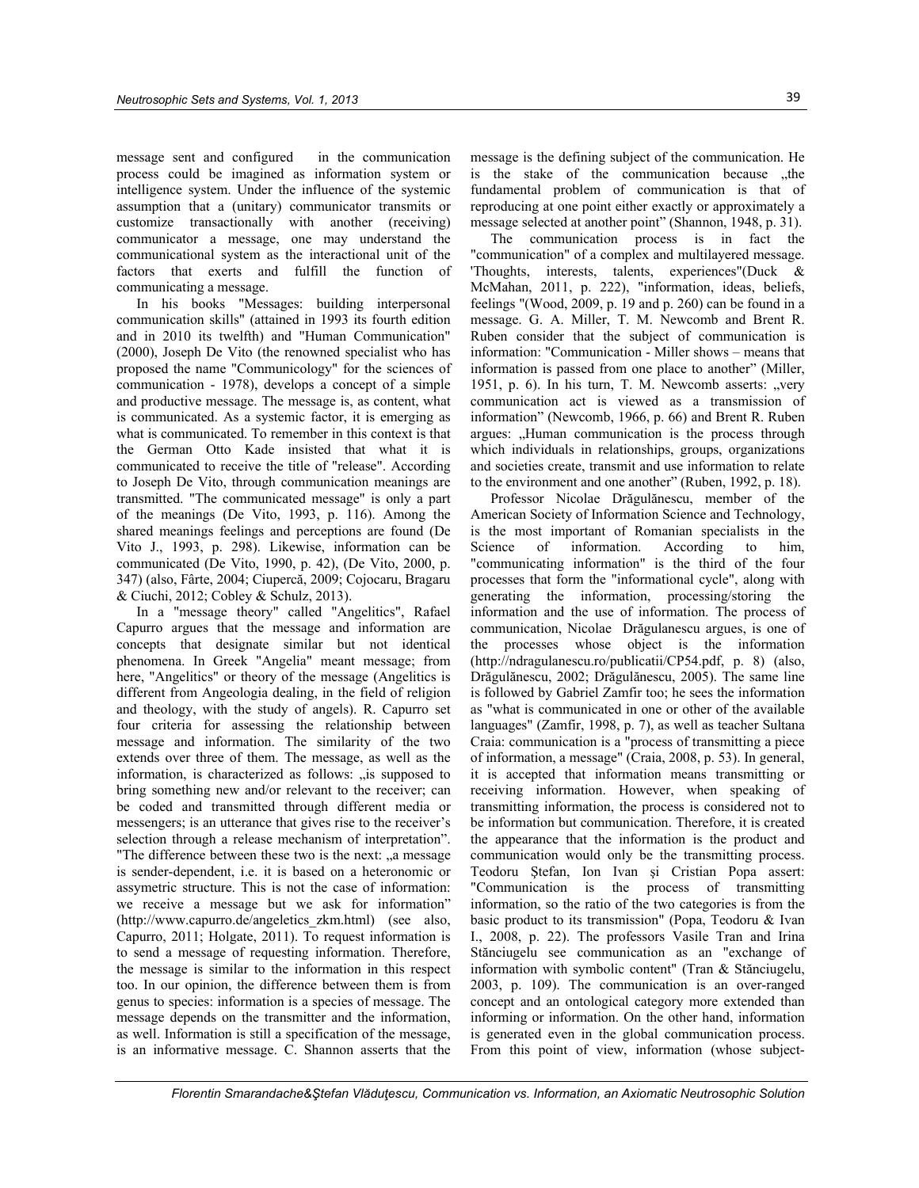message sent and configured in the communication process could be imagined as information system or intelligence system. Under the influence of the systemic assumption that a (unitary) communicator transmits or customize transactionally with another (receiving) communicator a message, one may understand the communicational system as the interactional unit of the factors that exerts and fulfill the function of communicating a message.

In his books "Messages: building interpersonal communication skills" (attained in 1993 its fourth edition and in 2010 its twelfth) and "Human Communication" (2000), Joseph De Vito (the renowned specialist who has proposed the name "Communicology" for the sciences of communication - 1978), develops a concept of a simple and productive message. The message is, as content, what is communicated. As a systemic factor, it is emerging as what is communicated. To remember in this context is that the German Otto Kade insisted that what it is communicated to receive the title of "release". According to Joseph De Vito, through communication meanings are transmitted. "The communicated message" is only a part of the meanings (De Vito, 1993, p. 116). Among the shared meanings feelings and perceptions are found (De Vito J., 1993, p. 298). Likewise, information can be communicated (De Vito, 1990, p. 42), (De Vito, 2000, p. 347) (also, Fârte, 2004; Ciupercă, 2009; Cojocaru, Bragaru & Ciuchi, 2012; Cobley & Schulz, 2013).

In a "message theory" called "Angelitics", Rafael Capurro argues that the message and information are concepts that designate similar but not identical phenomena. In Greek "Angelia" meant message; from here, "Angelitics" or theory of the message (Angelitics is different from Angeologia dealing, in the field of religion and theology, with the study of angels). R. Capurro set four criteria for assessing the relationship between message and information. The similarity of the two extends over three of them. The message, as well as the information, is characterized as follows: „is supposed to bring something new and/or relevant to the receiver; can be coded and transmitted through different media or messengers; is an utterance that gives rise to the receiver's selection through a release mechanism of interpretation". "The difference between these two is the next: „a message is sender-dependent, i.e. it is based on a heteronomic or assymetric structure. This is not the case of information: we receive a message but we ask for information" (http://www.capurro.de/angeletics_zkm.html) (see also, Capurro, 2011; Holgate, 2011). To request information is to send a message of requesting information. Therefore, the message is similar to the information in this respect too. In our opinion, the difference between them is from genus to species: information is a species of message. The message depends on the transmitter and the information, as well. Information is still a specification of the message, is an informative message. C. Shannon asserts that the message is the defining subject of the communication. He is the stake of the communication because „the fundamental problem of communication is that of reproducing at one point either exactly or approximately a message selected at another point" (Shannon, 1948, p. 31).

The communication process is in fact the "communication" of a complex and multilayered message. 'Thoughts, interests, talents, experiences"(Duck & McMahan, 2011, p. 222), "information, ideas, beliefs, feelings "(Wood, 2009, p. 19 and p. 260) can be found in a message. G. A. Miller, T. M. Newcomb and Brent R. Ruben consider that the subject of communication is information: "Communication - Miller shows – means that information is passed from one place to another" (Miller, 1951, p. 6). In his turn, T. M. Newcomb asserts: „very communication act is viewed as a transmission of information" (Newcomb, 1966, p. 66) and Brent R. Ruben argues: „Human communication is the process through which individuals in relationships, groups, organizations and societies create, transmit and use information to relate to the environment and one another" (Ruben, 1992, p. 18).

Professor Nicolae Drăgulănescu, member of the American Society of Information Science and Technology, is the most important of Romanian specialists in the Science of information. According to him, "communicating information" is the third of the four processes that form the "informational cycle", along with generating the information, processing/storing the information and the use of information. The process of communication, Nicolae Drăgulanescu argues, is one of the processes whose object is the information (http://ndragulanescu.ro/publicatii/CP54.pdf, p. 8) (also, Drăgulănescu, 2002; Drăgulănescu, 2005). The same line is followed by Gabriel Zamfir too; he sees the information as "what is communicated in one or other of the available languages" (Zamfir, 1998, p. 7), as well as teacher Sultana Craia: communication is a "process of transmitting a piece of information, a message" (Craia, 2008, p. 53). In general, it is accepted that information means transmitting or receiving information. However, when speaking of transmitting information, the process is considered not to be information but communication. Therefore, it is created the appearance that the information is the product and communication would only be the transmitting process. Teodoru Ştefan, Ion Ivan şi Cristian Popa assert: "Communication is the process of transmitting information, so the ratio of the two categories is from the basic product to its transmission" (Popa, Teodoru & Ivan I., 2008, p. 22). The professors Vasile Tran and Irina Stănciugelu see communication as an "exchange of information with symbolic content" (Tran & Stănciugelu, 2003, p. 109). The communication is an over-ranged concept and an ontological category more extended than informing or information. On the other hand, information is generated even in the global communication process. From this point of view, information (whose subject-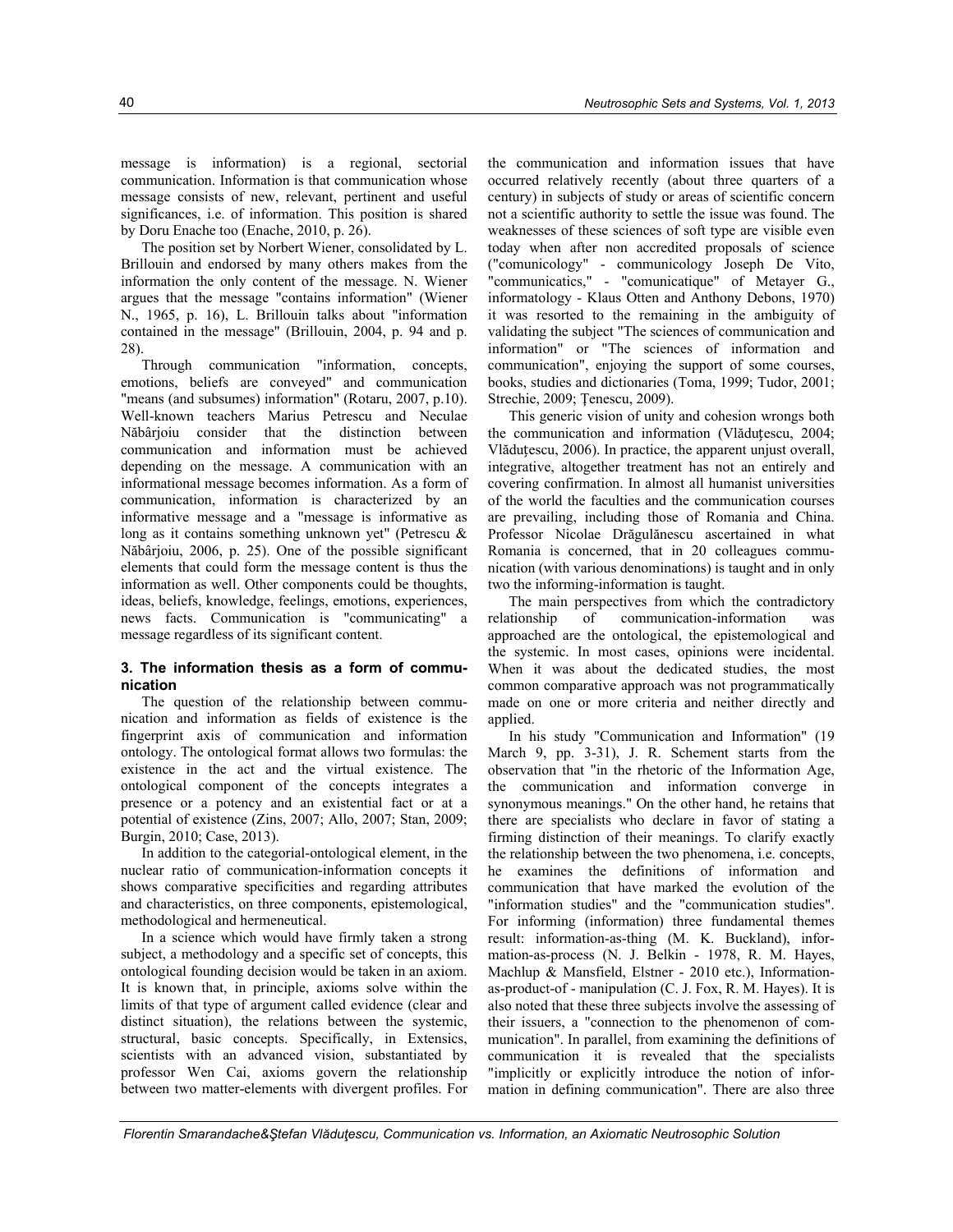message is information) is a regional, sectorial communication. Information is that communication whose message consists of new, relevant, pertinent and useful significances, i.e. of information. This position is shared by Doru Enache too (Enache, 2010, p. 26).

The position set by Norbert Wiener, consolidated by L. Brillouin and endorsed by many others makes from the information the only content of the message. N. Wiener argues that the message "contains information" (Wiener N., 1965, p. 16), L. Brillouin talks about "information contained in the message" (Brillouin, 2004, p. 94 and p. 28).

Through communication "information, concepts, emotions, beliefs are conveyed" and communication "means (and subsumes) information" (Rotaru, 2007, p.10). Well-known teachers Marius Petrescu and Neculae Năbârjoiu consider that the distinction between communication and information must be achieved depending on the message. A communication with an informational message becomes information. As a form of communication, information is characterized by an informative message and a "message is informative as long as it contains something unknown yet" (Petrescu & Năbârjoiu, 2006, p. 25). One of the possible significant elements that could form the message content is thus the information as well. Other components could be thoughts, ideas, beliefs, knowledge, feelings, emotions, experiences, news facts. Communication is "communicating" a message regardless of its significant content.

## 3. The information thesis as a form of communication

The question of the relationship between communication and information as fields of existence is the fingerprint axis of communication and information ontology. The ontological format allows two formulas: the existence in the act and the virtual existence. The ontological component of the concepts integrates a presence or a potency and an existential fact or at a potential of existence (Zins, 2007; Allo, 2007; Stan, 2009; Burgin, 2010; Case, 2013).

In addition to the categorial-ontological element, in the nuclear ratio of communication-information concepts it shows comparative specificities and regarding attributes and characteristics, on three components, epistemological, methodological and hermeneutical.

In a science which would have firmly taken a strong subject, a methodology and a specific set of concepts, this ontological founding decision would be taken in an axiom. It is known that, in principle, axioms solve within the limits of that type of argument called evidence (clear and distinct situation), the relations between the systemic, structural, basic concepts. Specifically, in Extensics, scientists with an advanced vision, substantiated by professor Wen Cai, axioms govern the relationship between two matter-elements with divergent profiles. For the communication and information issues that have occurred relatively recently (about three quarters of a century) in subjects of study or areas of scientific concern not a scientific authority to settle the issue was found. The weaknesses of these sciences of soft type are visible even today when after non accredited proposals of science ("comunicology" - communicology Joseph De Vito, "communicatics," - "comunicatique" of Metayer G., informatology - Klaus Otten and Anthony Debons, 1970) it was resorted to the remaining in the ambiguity of validating the subject "The sciences of communication and information" or "The sciences of information and communication", enjoying the support of some courses, books, studies and dictionaries (Toma, 1999; Tudor, 2001; Strechie, 2009; Ţenescu, 2009).

This generic vision of unity and cohesion wrongs both the communication and information (Vlăduțescu, 2004; Vlăduțescu, 2006). In practice, the apparent unjust overall, integrative, altogether treatment has not an entirely and covering confirmation. In almost all humanist universities of the world the faculties and the communication courses are prevailing, including those of Romania and China. Professor Nicolae Drăgulănescu ascertained in what Romania is concerned, that in 20 colleagues communication (with various denominations) is taught and in only two the informing-information is taught.

The main perspectives from which the contradictory relationship of communication-information was approached are the ontological, the epistemological and the systemic. In most cases, opinions were incidental. When it was about the dedicated studies, the most common comparative approach was not programmatically made on one or more criteria and neither directly and applied.

In his study "Communication and Information" (19 March 9, pp. 3-31), J. R. Schement starts from the observation that "in the rhetoric of the Information Age, the communication and information converge in synonymous meanings." On the other hand, he retains that there are specialists who declare in favor of stating a firming distinction of their meanings. To clarify exactly the relationship between the two phenomena, i.e. concepts, he examines the definitions of information and communication that have marked the evolution of the "information studies" and the "communication studies". For informing (information) three fundamental themes result: information-as-thing (M. K. Buckland), information-as-process (N. J. Belkin - 1978, R. M. Hayes, Machlup & Mansfield, Elstner - 2010 etc.), Information-as-product-of - manipulation (C. J. Fox, R. M. Hayes). It is also noted that these three subjects involve the assessing of their issuers, a "connection to the phenomenon of communication". In parallel, from examining the definitions of communication it is revealed that the specialists "implicitly or explicitly introduce the notion of information in defining communication". There are also three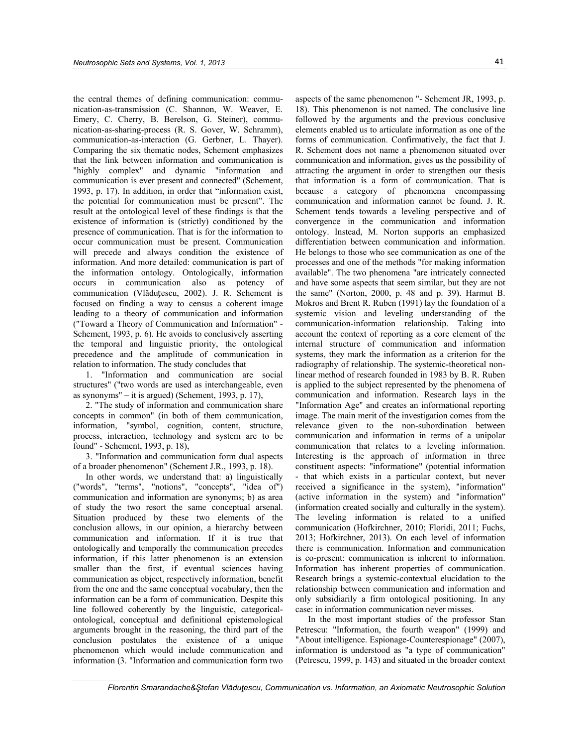the central themes of defining communication: communication-as-transmission (C. Shannon, W. Weaver, E. Emery, C. Cherry, B. Berelson, G. Steiner), communication-as-sharing-process (R. S. Gover, W. Schramm), communication-as-interaction (G. Gerbner, L. Thayer). Comparing the six thematic nodes, Schement emphasizes that the link between information and communication is "highly complex" and dynamic "information and communication is ever present and connected" (Schement, 1993, p. 17). In addition, in order that "information exist, the potential for communication must be present". The result at the ontological level of these findings is that the existence of information is (strictly) conditioned by the presence of communication. That is for the information to occur communication must be present. Communication will precede and always condition the existence of information. And more detailed: communication is part of the information ontology. Ontologically, information occurs in communication also as potency of communication (Vlăduțescu, 2002). J. R. Schement is focused on finding a way to census a coherent image leading to a theory of communication and information ("Toward a Theory of Communication and Information" - Schement, 1993, p. 6). He avoids to conclusively asserting the temporal and linguistic priority, the ontological precedence and the amplitude of communication in relation to information. The study concludes that

1. "Information and communication are social structures" ("two words are used as interchangeable, even as synonyms" – it is argued) (Schement, 1993, p. 17),

2. "The study of information and communication share concepts in common" (in both of them communication, information, "symbol, cognition, content, structure, process, interaction, technology and system are to be found" - Schement, 1993, p. 18),

3. "Information and communication form dual aspects of a broader phenomenon" (Schement J.R., 1993, p. 18).

In other words, we understand that: a) linguistically ("words", "terms", "notions", "concepts", "idea of") communication and information are synonyms; b) as area of study the two resort the same conceptual arsenal. Situation produced by these two elements of the conclusion allows, in our opinion, a hierarchy between communication and information. If it is true that ontologically and temporally the communication precedes information, if this latter phenomenon is an extension smaller than the first, if eventual sciences having communication as object, respectively information, benefit from the one and the same conceptual vocabulary, then the information can be a form of communication. Despite this line followed coherently by the linguistic, categorical-ontological, conceptual and definitional epistemological arguments brought in the reasoning, the third part of the conclusion postulates the existence of a unique phenomenon which would include communication and information (3. "Information and communication form two aspects of the same phenomenon "- Schement JR, 1993, p. 18). This phenomenon is not named. The conclusive line followed by the arguments and the previous conclusive elements enabled us to articulate information as one of the forms of communication. Confirmatively, the fact that J. R. Schement does not name a phenomenon situated over communication and information, gives us the possibility of attracting the argument in order to strengthen our thesis that information is a form of communication. That is because a category of phenomena encompassing communication and information cannot be found. J. R. Schement tends towards a leveling perspective and of convergence in the communication and information ontology. Instead, M. Norton supports an emphasized differentiation between communication and information. He belongs to those who see communication as one of the processes and one of the methods "for making information available". The two phenomena "are intricately connected and have some aspects that seem similar, but they are not the same" (Norton, 2000, p. 48 and p. 39). Harmut B. Mokros and Brent R. Ruben (1991) lay the foundation of a systemic vision and leveling understanding of the communication-information relationship. Taking into account the context of reporting as a core element of the internal structure of communication and information systems, they mark the information as a criterion for the radiography of relationship. The systemic-theoretical non-linear method of research founded in 1983 by B. R. Ruben is applied to the subject represented by the phenomena of communication and information. Research lays in the "Information Age" and creates an informational reporting image. The main merit of the investigation comes from the relevance given to the non-subordination between communication and information in terms of a unipolar communication that relates to a leveling information. Interesting is the approach of information in three constituent aspects: "informatione" (potential information - that which exists in a particular context, but never received a significance in the system), "information" (active information in the system) and "information" (information created socially and culturally in the system). The leveling information is related to a unified communication (Hofkirchner, 2010; Floridi, 2011; Fuchs, 2013; Hofkirchner, 2013). On each level of information there is communication. Information and communication is co-present: communication is inherent to information. Information has inherent properties of communication. Research brings a systemic-contextual elucidation to the relationship between communication and information and only subsidiarily a firm ontological positioning. In any case: in information communication never misses.

In the most important studies of the professor Stan Petrescu: "Information, the fourth weapon" (1999) and "About intelligence. Espionage-Counterespionage" (2007), information is understood as "a type of communication" (Petrescu, 1999, p. 143) and situated in the broader context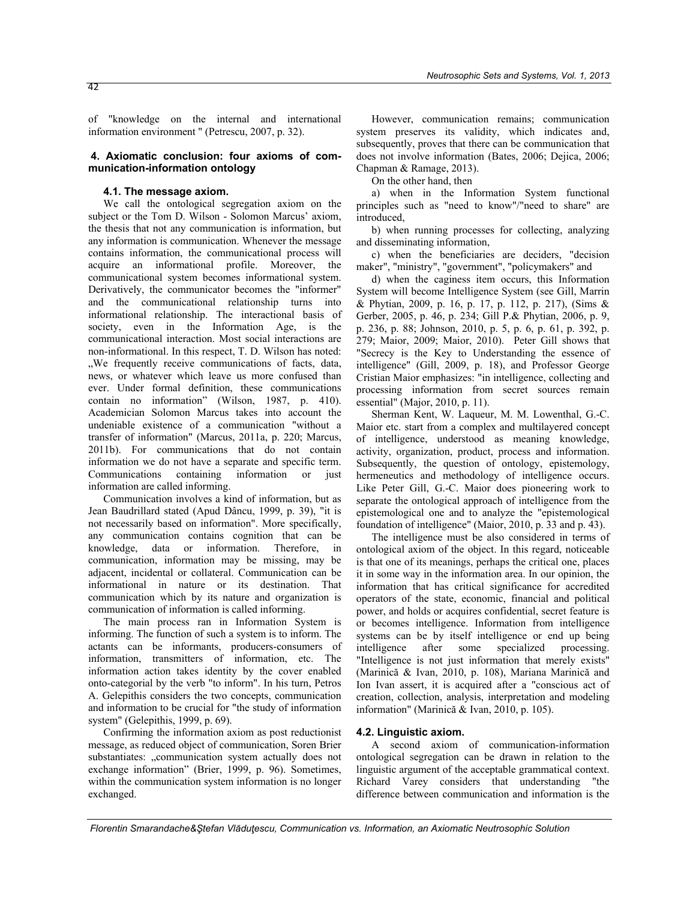of "knowledge on the internal and international information environment " (Petrescu, 2007, p. 32).

### 4. Axiomatic conclusion: four axioms of communication-information ontology

#### 4.1. The message axiom.

We call the ontological segregation axiom on the subject or the Tom D. Wilson - Solomon Marcus' axiom, the thesis that not any communication is information, but any information is communication. Whenever the message contains information, the communicational process will acquire an informational profile. Moreover, the communicational system becomes informational system. Derivatively, the communicator becomes the "informer" and the communicational relationship turns into informational relationship. The interactional basis of society, even in the Information Age, is the communicational interaction. Most social interactions are non-informational. In this respect, T. D. Wilson has noted: „We frequently receive communications of facts, data, news, or whatever which leave us more confused than ever. Under formal definition, these communications contain no information" (Wilson, 1987, p. 410). Academician Solomon Marcus takes into account the undeniable existence of a communication "without a transfer of information" (Marcus, 2011a, p. 220; Marcus, 2011b). For communications that do not contain information we do not have a separate and specific term. Communications containing information or just information are called informing.

Communication involves a kind of information, but as Jean Baudrillard stated (Apud Dâncu, 1999, p. 39), "it is not necessarily based on information". More specifically, any communication contains cognition that can be knowledge, data or information. Therefore, in communication, information may be missing, may be adjacent, incidental or collateral. Communication can be informational in nature or its destination. That communication which by its nature and organization is communication of information is called informing.

The main process ran in Information System is informing. The function of such a system is to inform. The actants can be informants, producers-consumers of information, transmitters of information, etc. The information action takes identity by the cover enabled onto-categorial by the verb "to inform". In his turn, Petros A. Gelepithis considers the two concepts, communication and information to be crucial for "the study of information system" (Gelepithis, 1999, p. 69).

Confirming the information axiom as post reductionist message, as reduced object of communication, Soren Brier substantiates: „communication system actually does not exchange information" (Brier, 1999, p. 96). Sometimes, within the communication system information is no longer exchanged.

However, communication remains; communication system preserves its validity, which indicates and, subsequently, proves that there can be communication that does not involve information (Bates, 2006; Dejica, 2006; Chapman & Ramage, 2013).

On the other hand, then

a) when in the Information System functional principles such as "need to know"/"need to share" are introduced,

b) when running processes for collecting, analyzing and disseminating information,

c) when the beneficiaries are deciders, "decision maker", "ministry", "government", "policymakers" and

d) when the caginess item occurs, this Information System will become Intelligence System (see Gill, Marrin & Phytian, 2009, p. 16, p. 17, p. 112, p. 217), (Sims & Gerber, 2005, p. 46, p. 234; Gill P.& Phytian, 2006, p. 9, p. 236, p. 88; Johnson, 2010, p. 5, p. 6, p. 61, p. 392, p. 279; Maior, 2009; Maior, 2010). Peter Gill shows that "Secrecy is the Key to Understanding the essence of intelligence" (Gill, 2009, p. 18), and Professor George Cristian Maior emphasizes: "in intelligence, collecting and processing information from secret sources remain essential" (Major, 2010, p. 11).

Sherman Kent, W. Laqueur, M. M. Lowenthal, G.-C. Maior etc. start from a complex and multilayered concept of intelligence, understood as meaning knowledge, activity, organization, product, process and information. Subsequently, the question of ontology, epistemology, hermeneutics and methodology of intelligence occurs. Like Peter Gill, G.-C. Maior does pioneering work to separate the ontological approach of intelligence from the epistemological one and to analyze the "epistemological foundation of intelligence" (Maior, 2010, p. 33 and p. 43).

The intelligence must be also considered in terms of ontological axiom of the object. In this regard, noticeable is that one of its meanings, perhaps the critical one, places it in some way in the information area. In our opinion, the information that has critical significance for accredited operators of the state, economic, financial and political power, and holds or acquires confidential, secret feature is or becomes intelligence. Information from intelligence systems can be by itself intelligence or end up being intelligence after some specialized processing. "Intelligence is not just information that merely exists" (Marinică & Ivan, 2010, p. 108), Mariana Marinică and Ion Ivan assert, it is acquired after a "conscious act of creation, collection, analysis, interpretation and modeling information" (Marinică & Ivan, 2010, p. 105).

#### 4.2. Linguistic axiom.

A second axiom of communication-information ontological segregation can be drawn in relation to the linguistic argument of the acceptable grammatical context. Richard Varey considers that understanding "the difference between communication and information is the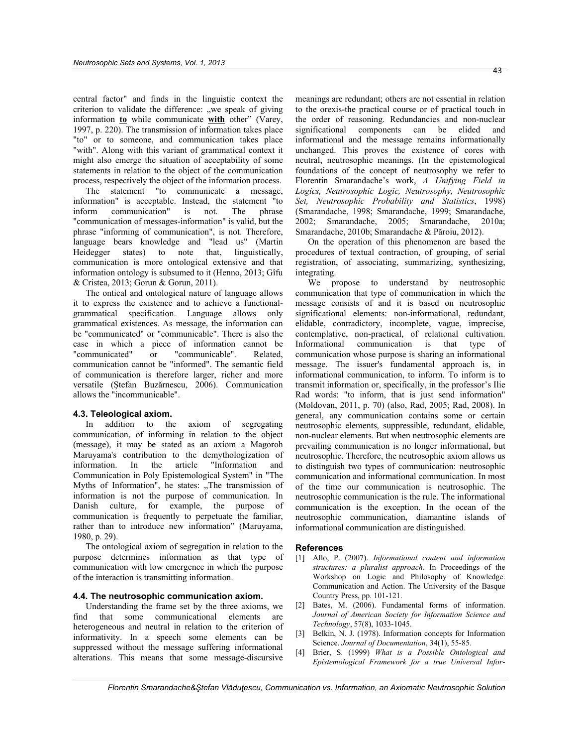central factor" and finds in the linguistic context the criterion to validate the difference: „we speak of giving information **to** while communicate **with** other" (Varey, 1997, p. 220). The transmission of information takes place "to" or to someone, and communication takes place "with". Along with this variant of grammatical context it might also emerge the situation of acceptability of some statements in relation to the object of the communication process, respectively the object of the information process.

The statement "to communicate a message, information" is acceptable. Instead, the statement "to inform communication" is not. The phrase "communication of messages-information" is valid, but the phrase "informing of communication", is not. Therefore, language bears knowledge and "lead us" (Martin Heidegger states) to note that, linguistically, communication is more ontological extensive and that information ontology is subsumed to it (Henno, 2013; Gîfu & Cristea, 2013; Gorun & Gorun, 2011).

The ontical and ontological nature of language allows it to express the existence and to achieve a functional-grammatical specification. Language allows only grammatical existences. As message, the information can be "communicated" or "communicable". There is also the case in which a piece of information cannot be "communicated" or "communicable". Related, communication cannot be "informed". The semantic field of communication is therefore larger, richer and more versatile (Ștefan Buzărnescu, 2006). Communication allows the "incommunicable".

### 4.3. Teleological axiom.

In addition to the axiom of segregating communication, of informing in relation to the object (message), it may be stated as an axiom a Magoroh Maruyama's contribution to the demythologization of information. In the article "Information and Communication in Poly Epistemological System" in "The Myths of Information", he states: „The transmission of information is not the purpose of communication. In Danish culture, for example, the purpose of communication is frequently to perpetuate the familiar, rather than to introduce new information" (Maruyama, 1980, p. 29).

The ontological axiom of segregation in relation to the purpose determines information as that type of communication with low emergence in which the purpose of the interaction is transmitting information.

### 4.4. The neutrosophic communication axiom.

Understanding the frame set by the three axioms, we find that some communicational elements are heterogeneous and neutral in relation to the criterion of informativity. In a speech some elements can be suppressed without the message suffering informational alterations. This means that some message-discursive meanings are redundant; others are not essential in relation to the orexis-the practical course or of practical touch in the order of reasoning. Redundancies and non-nuclear significational components can be elided and informational and the message remains informationally unchanged. This proves the existence of cores with neutral, neutrosophic meanings. (In the epistemological foundations of the concept of neutrosophy we refer to Florentin Smarandache's work, *A Unifying Field in Logics, Neutrosophic Logic, Neutrosophy, Neutrosophic Set, Neutrosophic Probability and Statistics*, 1998) (Smarandache, 1998; Smarandache, 1999; Smarandache, 2002; Smarandache, 2005; Smarandache, 2010a; Smarandache, 2010b; Smarandache & Păroiu, 2012).

On the operation of this phenomenon are based the procedures of textual contraction, of grouping, of serial registration, of associating, summarizing, synthesizing, integrating.

We propose to understand by neutrosophic communication that type of communication in which the message consists of and it is based on neutrosophic significational elements: non-informational, redundant, elidable, contradictory, incomplete, vague, imprecise, contemplative, non-practical, of relational cultivation. Informational communication is that type of communication whose purpose is sharing an informational message. The issuer's fundamental approach is, in informational communication, to inform. To inform is to transmit information or, specifically, in the professor's Ilie Rad words: "to inform, that is just send information" (Moldovan, 2011, p. 70) (also, Rad, 2005; Rad, 2008). In general, any communication contains some or certain neutrosophic elements, suppressible, redundant, elidable, non-nuclear elements. But when neutrosophic elements are prevailing communication is no longer informational, but neutrosophic. Therefore, the neutrosophic axiom allows us to distinguish two types of communication: neutrosophic communication and informational communication. In most of the time our communication is neutrosophic. The neutrosophic communication is the rule. The informational communication is the exception. In the ocean of the neutrosophic communication, diamantine islands of informational communication are distinguished.

## References

[1] Allo, P. (2007). *Informational content and information structures: a pluralist approach*. In Proceedings of the Workshop on Logic and Philosophy of Knowledge. Communication and Action. The University of the Basque Country Press, pp. 101-121.

[2] Bates, M. (2006). Fundamental forms of information. *Journal of American Society for Information Science and Technology*, 57(8), 1033-1045.

[3] Belkin, N. J. (1978). Information concepts for Information Science. *Journal of Documentation*, 34(1), 55-85.

[4] Brier, S. (1999) *What is a Possible Ontological and Epistemological Framework for a true Universal Infor-*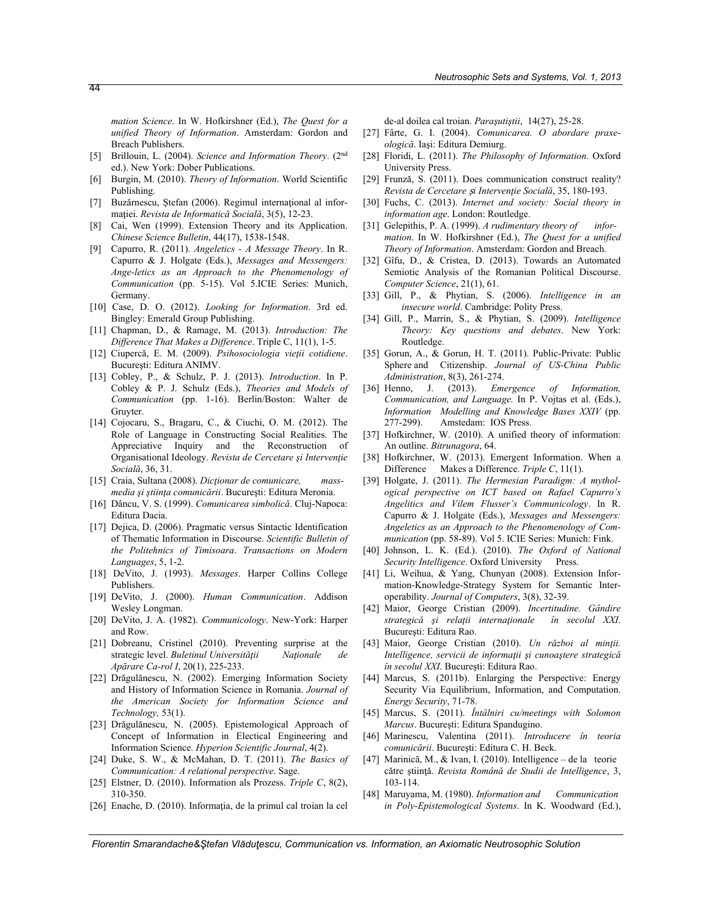*mation Science*. In W. Hofkirshner (Ed.), *The Quest for a unified Theory of Information*. Amsterdam: Gordon and Breach Publishers.

[5] Brillouin, L. (2004). *Science and Information Theory*. (2nd ed.). New York: Dober Publications.

[6] Burgin, M. (2010). *Theory of Information*. World Scientific Publishing.

[7] Buzărnescu, Ştefan (2006). Regimul internaţional al informaţiei. *Revista de Informatică Socială*, 3(5), 12-23.

[8] Cai, Wen (1999). Extension Theory and its Application. *Chinese Science Bulletin*, 44(17), 1538-1548.

[9] Capurro, R. (2011). *Angeletics - A Message Theory*. In R. Capurro & J. Holgate (Eds.), *Messages and Messengers: Ange-letics as an Approach to the Phenomenology of Communication* (pp. 5-15). Vol 5.ICIE Series: Munich, Germany.

[10] Case, D. O. (2012). *Looking for Information*. 3rd ed. Bingley: Emerald Group Publishing.

[11] Chapman, D., & Ramage, M. (2013). *Introduction: The Difference That Makes a Difference*. Triple C, 11(1), 1-5.

[12] Ciupercă, E. M. (2009). *Psihosociologia vieţii cotidiene*. Bucureşti: Editura ANIMV.

[13] Cobley, P., & Schulz, P. J. (2013). *Introduction*. In P. Cobley & P. J. Schulz (Eds.), *Theories and Models of Communication* (pp. 1-16). Berlin/Boston: Walter de Gruyter.

[14] Cojocaru, S., Bragaru, C., & Ciuchi, O. M. (2012). The Role of Language in Constructing Social Realities. The Appreciative Inquiry and the Reconstruction of Organisational Ideology. *Revista de Cercetare şi Intervenţie Socială*, 36, 31.

[15] Craia, Sultana (2008). *Dicţionar de comunicare, mass-media şi ştiinţa comunicării*. Bucureşti: Editura Meronia.

[16] Dâncu, V. S. (1999). *Comunicarea simbolică*. Cluj-Napoca: Editura Dacia.

[17] Dejica, D. (2006). Pragmatic versus Sintactic Identification of Thematic Information in Discourse. *Scientific Bulletin of the Politehnics of Timisoara*. *Transactions on Modern Languages*, 5, 1-2.

[18] DeVito, J. (1993). *Messages*. Harper Collins College Publishers.

[19] DeVito, J. (2000). *Human Communication*. Addison Wesley Longman.

[20] DeVito, J. A. (1982). *Communicology*. New-York: Harper and Row.

[21] Dobreanu, Cristinel (2010). Preventing surprise at the strategic level. *Buletinul Universităţii Naţionale de Apărare Ca-rol I*, 20(1), 225-233.

[22] Drăgulănescu, N. (2002). Emerging Information Society and History of Information Science in Romania. *Journal of the American Society for Information Science and Technology,* 53(1).

[23] Drăgulănescu, N. (2005). Epistemological Approach of Concept of Information in Electical Engineering and Information Science. *Hyperion Scientific Journal*, 4(2).

[24] Duke, S. W., & McMahan, D. T. (2011). *The Basics of Communication: A relational perspective*. Sage.

[25] Elstner, D. (2010). Information als Prozess. *Triple C*, 8(2), 310-350.

[26] Enache, D. (2010). Informaţia, de la primul cal troian la cel de-al doilea cal troian. *Paraşutiştii*, 14(27), 25-28.

[27] Fârte, G. I. (2004). *Comunicarea. O abordare praxeologică*. Iaşi: Editura Demiurg.

[28] Floridi, L. (2011). *The Philosophy of Information*. Oxford University Press.

[29] Frunză, S. (2011). Does communication construct reality? *Revista de Cercetare şi Intervenţie Socială*, 35, 180-193.

[30] Fuchs, C. (2013). *Internet and society: Social theory in information age*. London: Routledge.

[31] Gelepithis, P. A. (1999). *A rudimentary theory of information*. In W. Hofkirshner (Ed.), *The Quest for a unified Theory of Information*. Amsterdam: Gordon and Breach.

[32] Gîfu, D., & Cristea, D. (2013). Towards an Automated Semiotic Analysis of the Romanian Political Discourse. *Computer Science*, 21(1), 61.

[33] Gill, P., & Phytian, S. (2006). *Intelligence in an insecure world*. Cambridge: Polity Press.

[34] Gill, P., Marrin, S., & Phytian, S. (2009). *Intelligence Theory: Key questions and debates*. New York: Routledge.

[35] Gorun, A., & Gorun, H. T. (2011). Public-Private: Public Sphere and Citizenship. *Journal of US-China Public Administration*, 8(3), 261-274.

[36] Henno, J. (2013). *Emergence of Information, Communication, and Language.* In P. Vojtas et al. (Eds.), *Information Modelling and Knowledge Bases XXIV* (pp. 277-299). Amstedam: IOS Press.

[37] Hofkirchner, W. (2010). A unified theory of information: An outline. *Bitrunagora*, 64.

[38] Hofkirchner, W. (2013). Emergent Information. When a Difference Makes a Difference. *Triple C*, 11(1).

[39] Holgate, J. (2011). *The Hermesian Paradigm: A mythological perspective on ICT based on Rafael Capurro's Angelitics and Vilem Flusser's Communicology*. In R. Capurro & J. Holgate (Eds.), *Messages and Messengers: Angeletics as an Approach to the Phenomenology of Communication* (pp. 58-89). Vol 5. ICIE Series: Munich: Fink.

[40] Johnson, L. K. (Ed.). (2010). *The Oxford of National Security Intelligence*. Oxford University Press.

[41] Li, Weihua, & Yang, Chunyan (2008). Extension Information-Knowledge-Strategy System for Semantic Interoperability. *Journal of Computers*, 3(8), 32-39.

[42] Maior, George Cristian (2009). *Incertitudine. Gândire strategică şi relaţii internaţionale în secolul XXI*. Bucureşti: Editura Rao.

[43] Maior, George Cristian (2010). *Un război al minţii. Intelligence, servicii de informaţii şi cunoaştere strategică în secolul XXI*. Bucureşti: Editura Rao.

[44] Marcus, S. (2011b). Enlarging the Perspective: Energy Security Via Equilibrium, Information, and Computation. *Energy Security*, 71-78.

[45] Marcus, S. (2011). *Întâlniri cu/meetings with Solomon Marcus*. Bucureşti: Editura Spandugino.

[46] Marinescu, Valentina (2011). *Introducere în teoria comunicării*. Bucureşti: Editura C. H. Beck.

[47] Marinică, M., & Ivan, I. (2010). Intelligence – de la teorie către ştiinţă. *Revista Română de Studii de Intelligence*, 3, 103-114.

[48] Maruyama, M. (1980). *Information and Communication in Poly-Epistemological Systems*. In K. Woodward (Ed.),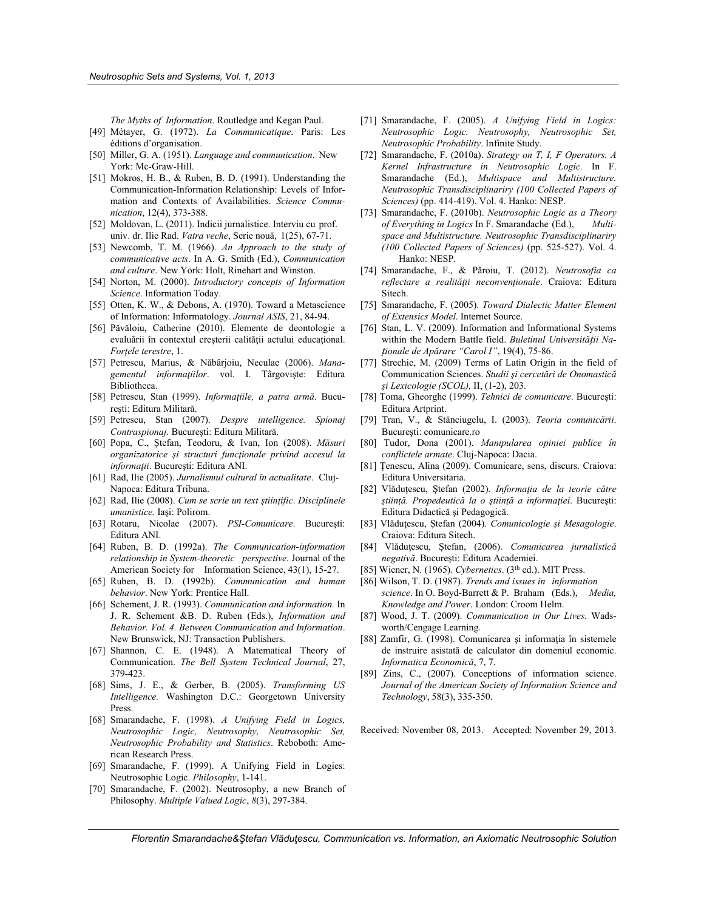*The Myths of Information*. Routledge and Kegan Paul.

[49] Métayer, G. (1972). *La Communicatique*. Paris: Les éditions d'organisation.

[50] Miller, G. A. (1951). *Language and communication*. New York: Mc-Graw-Hill.

[51] Mokros, H. B., & Ruben, B. D. (1991). Understanding the Communication-Information Relationship: Levels of Information and Contexts of Availabilities. *Science Communication*, 12(4), 373-388.

[52] Moldovan, L. (2011). Indicii jurnalistice. Interviu cu prof. univ. dr. Ilie Rad. *Vatra veche*, Serie nouă, 1(25), 67-71.

[53] Newcomb, T. M. (1966). *An Approach to the study of communicative acts*. In A. G. Smith (Ed.), *Communication and culture*. New York: Holt, Rinehart and Winston.

[54] Norton, M. (2000). *Introductory concepts of Information Science*. Information Today.

[55] Otten, K. W., & Debons, A. (1970). Toward a Metascience of Information: Informatology. *Journal ASIS*, 21, 84-94.

[56] Păvăloiu, Catherine (2010). Elemente de deontologie a evaluării în contextul creşterii calităţii actului educaţional. *Forţele terestre*, 1.

[57] Petrescu, Marius, & Năbârjoiu, Neculae (2006). *Managementul informaţiilor*. vol. I. Târgovişte: Editura Bibliotheca.

[58] Petrescu, Stan (1999). *Informaţiile, a patra armă*. Bucureşti: Editura Militară.

[59] Petrescu, Stan (2007). *Despre intelligence. Spionaj Contraspionaj*. Bucureşti: Editura Militară.

[60] Popa, C., Ştefan, Teodoru, & Ivan, Ion (2008). *Măsuri organizatorice şi structuri funcţionale privind accesul la informaţii*. Bucureşti: Editura ANI.

[61] Rad, Ilie (2005). *Jurnalismul cultural în actualitate*. Cluj-Napoca: Editura Tribuna.

[62] Rad, Ilie (2008). *Cum se scrie un text ştiinţific*. *Disciplinele umaniste.* Iaşi: Polirom.

[63] Rotaru, Nicolae (2007). *PSI-Comunicare*. Bucureşti: Editura ANI.

[64] Ruben, B. D. (1992a). *The Communication-information relationship in System-theoretic perspective.* Journal of the American Society for Information Science, 43(1), 15-27.

[65] Ruben, B. D. (1992b). *Communication and human behavior*. New York: Prentice Hall.

[66] Schement, J. R. (1993). *Communication and information.* In J. R. Schement &B. D. Ruben (Eds.), *Information and Behavior. Vol. 4. Between Communication and Information*. New Brunswick, NJ: Transaction Publishers.

[67] Shannon, C. E. (1948). A Matematical Theory of Communication. *The Bell System Technical Journal*, 27, 379-423.

[68] Sims, J. E., & Gerber, B. (2005). *Transforming US Intelligence.* Washington D.C.: Georgetown University Press.

[68] Smarandache, F. (1998). *A Unifying Field in Logics, Neutrosophic Logic, Neutrosophy, Neutrosophic Set, Neutrosophic Probability and Statistics*. Reboboth: American Research Press.

[69] Smarandache, F. (1999). A Unifying Field in Logics: Neutrosophic Logic. *Philosophy*, 1-141.

[70] Smarandache, F. (2002). Neutrosophy, a new Branch of Philosophy. *Multiple Valued Logic*, *8*(3), 297-384.

[71] Smarandache, F. (2005). *A Unifying Field in Logics: Neutrosophic Logic. Neutrosophy, Neutrosophic Set, Neutrosophic Probability*. Infinite Study.

[72] Smarandache, F. (2010a). *Strategy on T, I, F Operators. A Kernel Infrastructure in Neutrosophic Logic.* In F. Smarandache (Ed.), *Multispace and Multistructure. Neutrosophic Transdisciplinariry (100 Collected Papers of Sciences)* (pp. 414-419). Vol. 4. Hanko: NESP.

[73] Smarandache, F. (2010b). *Neutrosophic Logic as a Theory of Everything in Logics* In F. Smarandache (Ed.), *Multispace and Multistructure. Neutrosophic Transdisciplinariry (100 Collected Papers of Sciences)* (pp. 525-527). Vol. 4. Hanko: NESP.

[74] Smarandache, F., & Păroiu, T. (2012). *Neutrosofia ca reflectare a realităţii neconvenţionale*. Craiova: Editura Sitech.

[75] Smarandache, F. (2005). *Toward Dialectic Matter Element of Extensics Model*. Internet Source.

[76] Stan, L. V. (2009). Information and Informational Systems within the Modern Battle field. *Buletinul Universităţii Naţionale de Apărare "Carol I"*, 19(4), 75-86.

[77] Strechie, M. (2009) Terms of Latin Origin in the field of Communication Sciences. *Studii şi cercetări de Onomastică şi Lexicologie (SCOL),* II, (1-2), 203.

[78] Toma, Gheorghe (1999). *Tehnici de comunicare*. Bucureşti: Editura Artprint.

[79] Tran, V., & Stănciugelu, I. (2003). *Teoria comunicării*. Bucureşti: comunicare.ro

[80] Tudor, Dona (2001). *Manipularea opiniei publice în conflictele armate*. Cluj-Napoca: Dacia.

[81] Ţenescu, Alina (2009). Comunicare, sens, discurs. Craiova: Editura Universitaria.

[82] Vlăduţescu, Ştefan (2002). *Informaţia de la teorie către ştiinţă. Propedeutică la o ştiinţă a informaţiei*. Bucureşti: Editura Didactică şi Pedagogică.

[83] Vlăduţescu, Ştefan (2004). *Comunicologie şi Mesagologie*. Craiova: Editura Sitech.

[84] Vlăduţescu, Ştefan, (2006). *Comunicarea jurnalistică negativă*. Bucureşti: Editura Academiei.

[85] Wiener, N. (1965). *Cybernetics*. (3th ed.). MIT Press.

[86] Wilson, T. D. (1987). *Trends and issues in information science*. In O. Boyd-Barrett & P. Braham (Eds.), *Media, Knowledge and Power*. London: Croom Helm.

[87] Wood, J. T. (2009). *Communication in Our Lives*. Wadsworth/Cengage Learning.

[88] Zamfir, G. (1998). Comunicarea şi informaţia în sistemele de instruire asistată de calculator din domeniul economic. *Informatica Economică*, 7, 7.

[89] Zins, C., (2007). Conceptions of information science. *Journal of the American Society of Information Science and Technology*, 58(3), 335-350.

Received: November 08, 2013. Accepted: November 29, 2013.